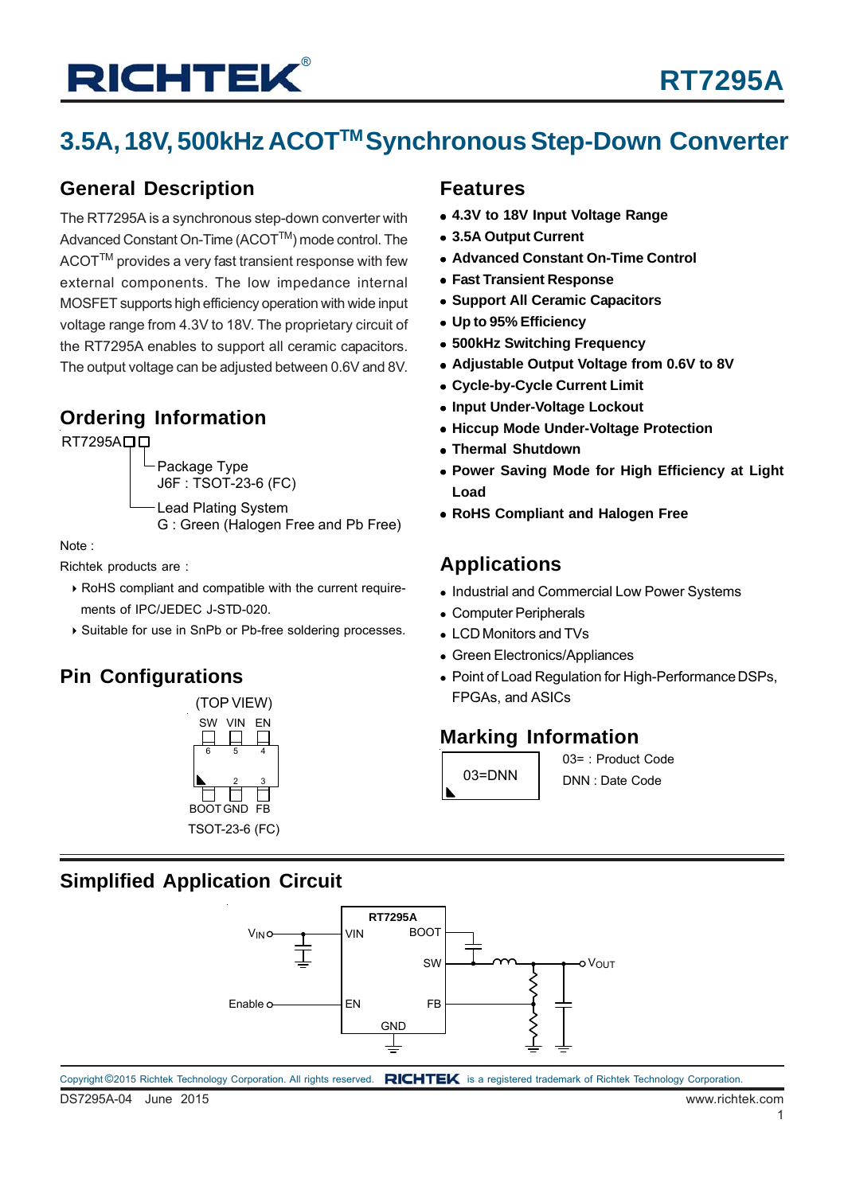# 3.5A, 18V, 500kHz ACOT™ Synchronous Step-Down Converter

## General Description

The RT7295A is a synchronous step-down converter with Advanced Constant On-Time (ACOT™) mode control. The ACOT™ provides a very fast transient response with few external components. The low impedance internal MOSFET supports high efficiency operation with wide input voltage range from 4.3V to 18V. The proprietary circuit of the RT7295A enables to support all ceramic capacitors. The output voltage can be adjusted between 0.6V and 8V.

## Ordering Information

RT7295A□□

- Package Type
  J6F : TSOT-23-6 (FC)
- Lead Plating System
  G : Green (Halogen Free and Pb Free)

Note :

Richtek products are :

- RoHS compliant and compatible with the current requirements of IPC/JEDEC J-STD-020.
- Suitable for use in SnPb or Pb-free soldering processes.

## Pin Configurations

(TOP VIEW)

| 6 | 5 | 4 |
|---|---|---|
| SW | VIN | EN |
| **1** | **2** | **3** |
| BOOT | GND | FB |

TSOT-23-6 (FC)

## Features

- **4.3V to 18V Input Voltage Range**
- **3.5A Output Current**
- **Advanced Constant On-Time Control**
- **Fast Transient Response**
- **Support All Ceramic Capacitors**
- **Up to 95% Efficiency**
- **500kHz Switching Frequency**
- **Adjustable Output Voltage from 0.6V to 8V**
- **Cycle-by-Cycle Current Limit**
- **Input Under-Voltage Lockout**
- **Hiccup Mode Under-Voltage Protection**
- **Thermal Shutdown**
- **Power Saving Mode for High Efficiency at Light Load**
- **RoHS Compliant and Halogen Free**

## Applications

- Industrial and Commercial Low Power Systems
- Computer Peripherals
- LCD Monitors and TVs
- Green Electronics/Appliances
- Point of Load Regulation for High-Performance DSPs, FPGAs, and ASICs

## Marking Information

03=DNN

03= : Product Code

DNN : Date Code

## Simplified Application Circuit

RT7295A: $V_{IN}$ → VIN; Enable → EN; BOOT; SW → $V_{OUT}$; FB; GND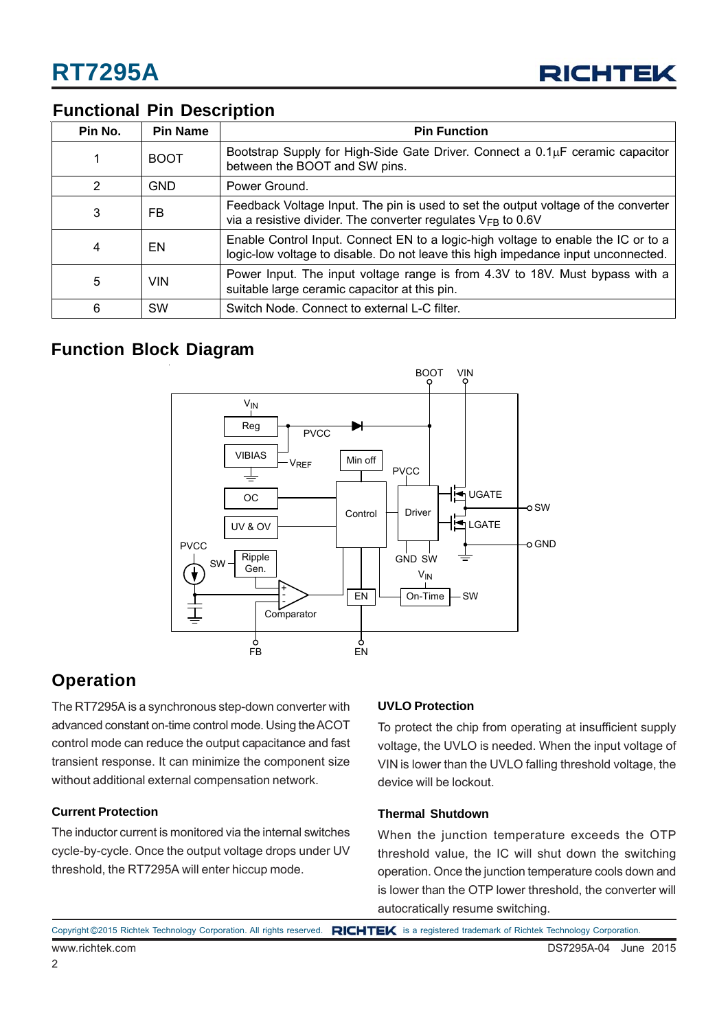## Functional Pin Description

| Pin No. | Pin Name | Pin Function |
|---|---|---|
| 1 | BOOT | Bootstrap Supply for High-Side Gate Driver. Connect a 0.1μF ceramic capacitor between the BOOT and SW pins. |
| 2 | GND | Power Ground. |
| 3 | FB | Feedback Voltage Input. The pin is used to set the output voltage of the converter via a resistive divider. The converter regulates $V_{FB}$ to 0.6V |
| 4 | EN | Enable Control Input. Connect EN to a logic-high voltage to enable the IC or to a logic-low voltage to disable. Do not leave this high impedance input unconnected. |
| 5 | VIN | Power Input. The input voltage range is from 4.3V to 18V. Must bypass with a suitable large ceramic capacitor at this pin. |
| 6 | SW | Switch Node. Connect to external L-C filter. |

## Function Block Diagram

## Operation

The RT7295A is a synchronous step-down converter with advanced constant on-time control mode. Using the ACOT control mode can reduce the output capacitance and fast transient response. It can minimize the component size without additional external compensation network.

### Current Protection

The inductor current is monitored via the internal switches cycle-by-cycle. Once the output voltage drops under UV threshold, the RT7295A will enter hiccup mode.

### UVLO Protection

To protect the chip from operating at insufficient supply voltage, the UVLO is needed. When the input voltage of VIN is lower than the UVLO falling threshold voltage, the device will be lockout.

### Thermal Shutdown

When the junction temperature exceeds the OTP threshold value, the IC will shut down the switching operation. Once the junction temperature cools down and is lower than the OTP lower threshold, the converter will autocratically resume switching.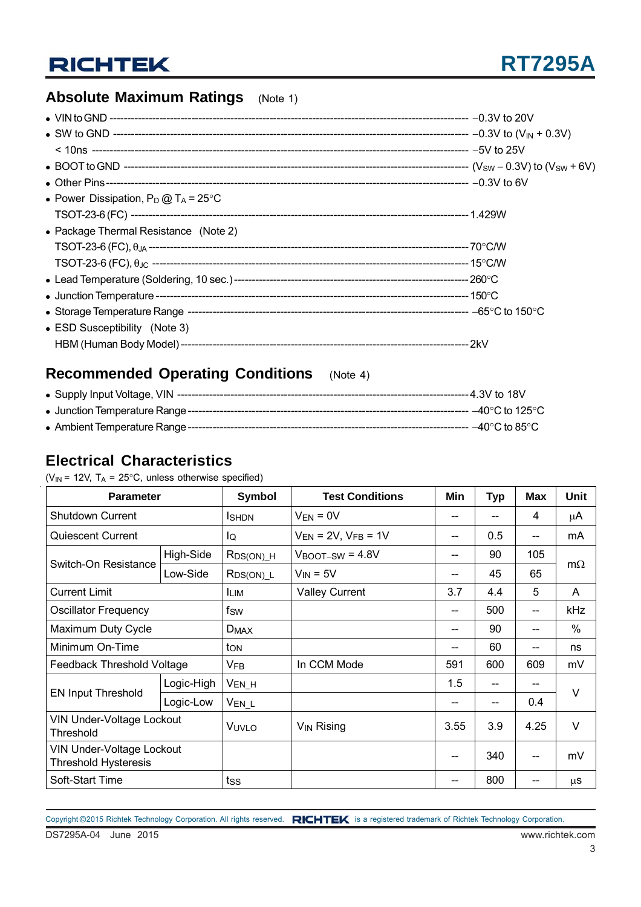## Absolute Maximum Ratings (Note 1)

- VIN to GND ---------- −0.3V to 20V
- SW to GND ---------- −0.3V to ($V_{IN}$ + 0.3V)
  < 10ns ---------- −5V to 25V
- BOOT to GND ---------- ($V_{SW}$ − 0.3V) to ($V_{SW}$ + 6V)
- Other Pins ---------- −0.3V to 6V
- Power Dissipation, $P_D$ @ $T_A$ = 25°C
  TSOT-23-6 (FC) ---------- 1.429W
- Package Thermal Resistance (Note 2)
  TSOT-23-6 (FC), $\theta_{JA}$ ---------- 70°C/W
  TSOT-23-6 (FC), $\theta_{JC}$ ---------- 15°C/W
- Lead Temperature (Soldering, 10 sec.) ---------- 260°C
- Junction Temperature ---------- 150°C
- Storage Temperature Range ---------- −65°C to 150°C
- ESD Susceptibility (Note 3)
  HBM (Human Body Model) ---------- 2kV

## Recommended Operating Conditions (Note 4)

- Supply Input Voltage, VIN ---------- 4.3V to 18V
- Junction Temperature Range ---------- −40°C to 125°C
- Ambient Temperature Range ---------- −40°C to 85°C

## Electrical Characteristics

($V_{IN}$ = 12V, $T_A$ = 25°C, unless otherwise specified)

| Parameter | | Symbol | Test Conditions | Min | Typ | Max | Unit |
|---|---|---|---|---|---|---|---|
| Shutdown Current | | $I_{SHDN}$ | $V_{EN}$ = 0V | -- | -- | 4 | μA |
| Quiescent Current | | $I_Q$ | $V_{EN}$ = 2V, $V_{FB}$ = 1V | -- | 0.5 | -- | mA |
| Switch-On Resistance | High-Side | $R_{DS(ON)\_H}$ | $V_{BOOT-SW}$ = 4.8V | -- | 90 | 105 | mΩ |
| | Low-Side | $R_{DS(ON)\_L}$ | $V_{IN}$ = 5V | -- | 45 | 65 | |
| Current Limit | | $I_{LIM}$ | Valley Current | 3.7 | 4.4 | 5 | A |
| Oscillator Frequency | | $f_{SW}$ | | -- | 500 | -- | kHz |
| Maximum Duty Cycle | | $D_{MAX}$ | | -- | 90 | -- | % |
| Minimum On-Time | | $t_{ON}$ | | -- | 60 | -- | ns |
| Feedback Threshold Voltage | | $V_{FB}$ | In CCM Mode | 591 | 600 | 609 | mV |
| EN Input Threshold | Logic-High | $V_{EN\_H}$ | | 1.5 | -- | -- | V |
| | Logic-Low | $V_{EN\_L}$ | | -- | -- | 0.4 | |
| VIN Under-Voltage Lockout Threshold | | $V_{UVLO}$ | $V_{IN}$ Rising | 3.55 | 3.9 | 4.25 | V |
| VIN Under-Voltage Lockout Threshold Hysteresis | | | | -- | 340 | -- | mV |
| Soft-Start Time | | $t_{SS}$ | | -- | 800 | -- | μs |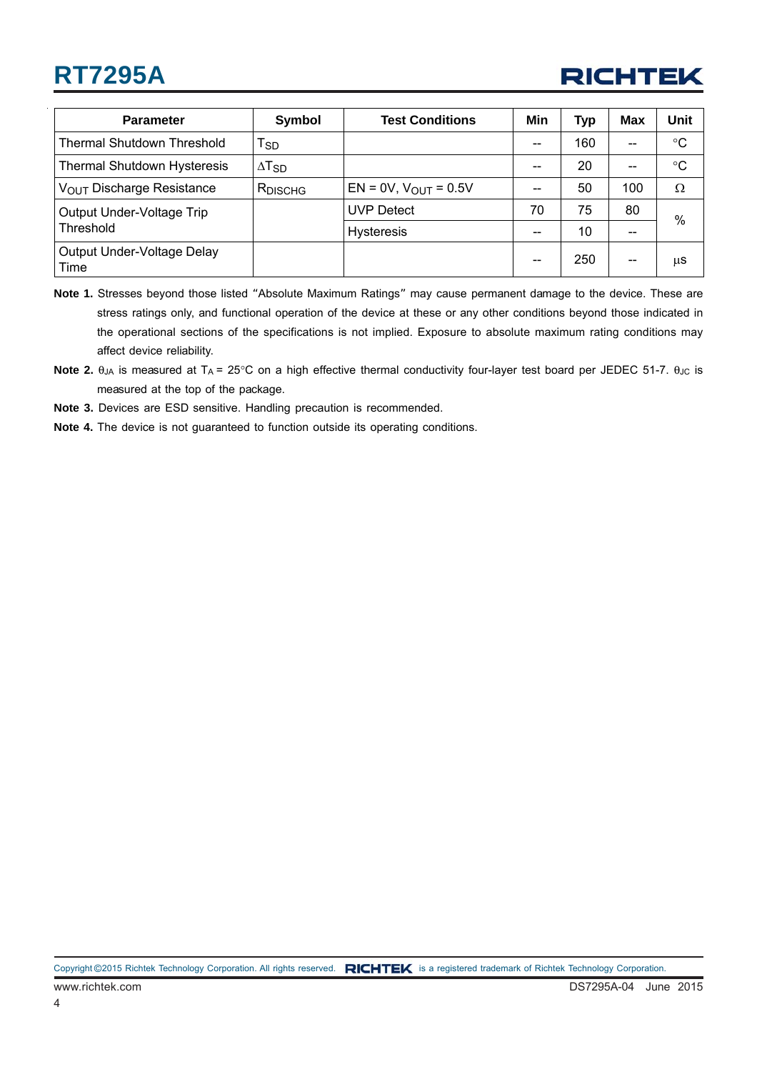| Parameter | Symbol | Test Conditions | Min | Typ | Max | Unit |
|---|---|---|---|---|---|---|
| Thermal Shutdown Threshold | $T_{SD}$ | | -- | 160 | -- | °C |
| Thermal Shutdown Hysteresis | $\Delta T_{SD}$ | | -- | 20 | -- | °C |
| $V_{OUT}$ Discharge Resistance | $R_{DISCHG}$ | EN = 0V, $V_{OUT}$ = 0.5V | -- | 50 | 100 | Ω |
| Output Under-Voltage Trip Threshold | | UVP Detect | 70 | 75 | 80 | % |
| | | Hysteresis | -- | 10 | -- | % |
| Output Under-Voltage Delay Time | | | -- | 250 | -- | μs |

**Note 1.** Stresses beyond those listed "Absolute Maximum Ratings" may cause permanent damage to the device. These are stress ratings only, and functional operation of the device at these or any other conditions beyond those indicated in the operational sections of the specifications is not implied. Exposure to absolute maximum rating conditions may affect device reliability.

**Note 2.** $\theta_{JA}$ is measured at $T_A$ = 25°C on a high effective thermal conductivity four-layer test board per JEDEC 51-7. $\theta_{JC}$ is measured at the top of the package.

**Note 3.** Devices are ESD sensitive. Handling precaution is recommended.

**Note 4.** The device is not guaranteed to function outside its operating conditions.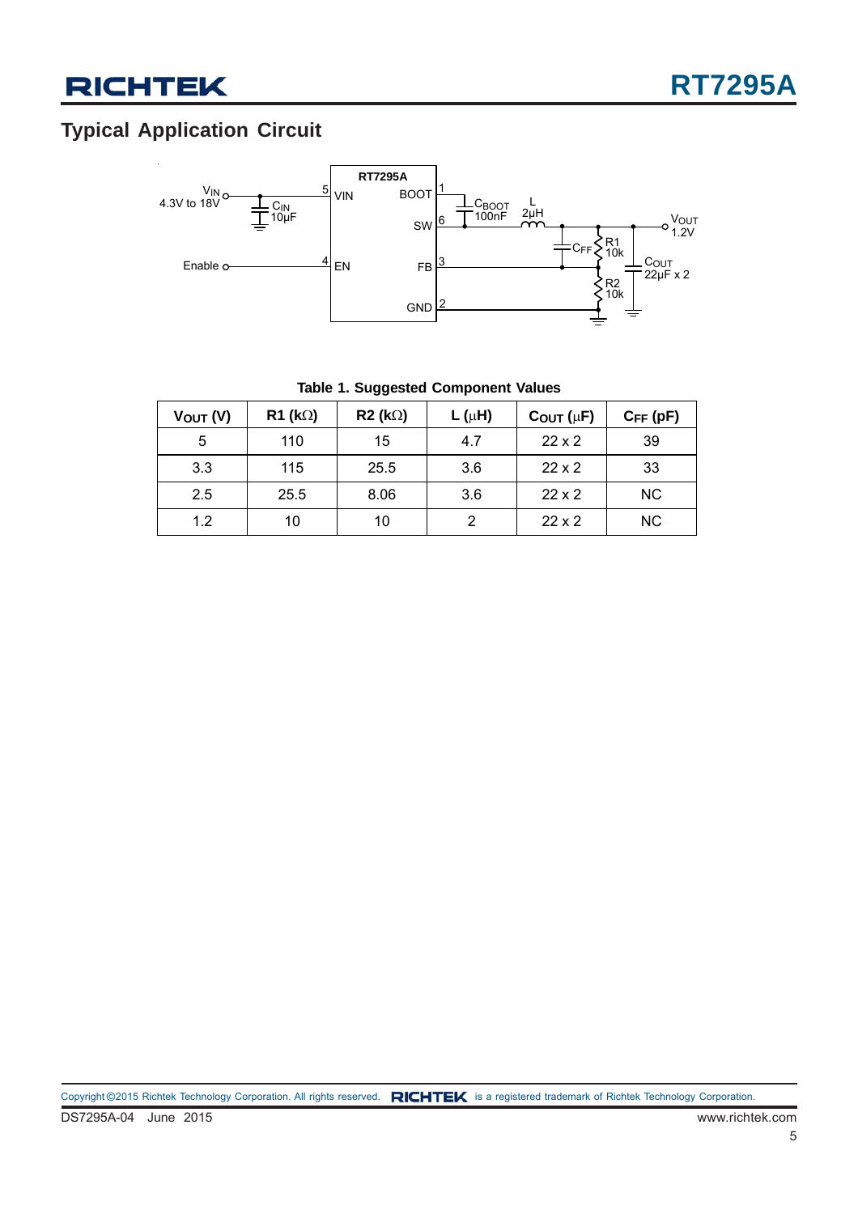## Typical Application Circuit

Table 1. Suggested Component Values

| $V_{OUT}$ (V) | R1 (kΩ) | R2 (kΩ) | L (μH) | $C_{OUT}$ (μF) | $C_{FF}$ (pF) |
|---|---|---|---|---|---|
| 5 | 110 | 15 | 4.7 | 22 x 2 | 39 |
| 3.3 | 115 | 25.5 | 3.6 | 22 x 2 | 33 |
| 2.5 | 25.5 | 8.06 | 3.6 | 22 x 2 | NC |
| 1.2 | 10 | 10 | 2 | 22 x 2 | NC |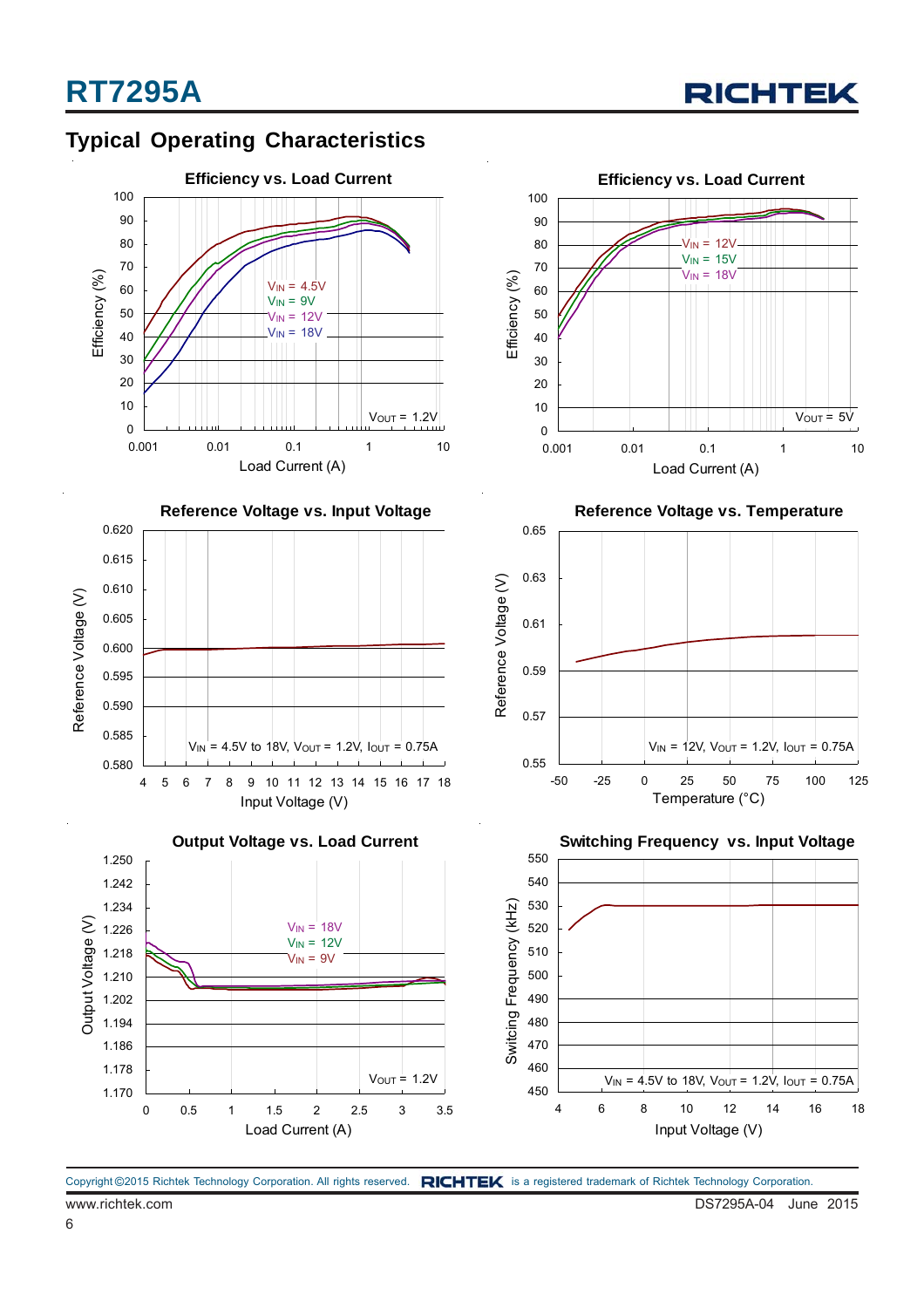## Typical Operating Characteristics

**Efficiency vs. Load Current**

Efficiency (%) vs. Load Current (A); $V_{IN}$ = 4.5V, $V_{IN}$ = 9V, $V_{IN}$ = 12V, $V_{IN}$ = 18V; $V_{OUT}$ = 1.2V

**Efficiency vs. Load Current**

Efficiency (%) vs. Load Current (A); $V_{IN}$ = 12V, $V_{IN}$ = 15V, $V_{IN}$ = 18V; $V_{OUT}$ = 5V

**Reference Voltage vs. Input Voltage**

Reference Voltage (V) vs. Input Voltage (V); $V_{IN}$ = 4.5V to 18V, $V_{OUT}$ = 1.2V, $I_{OUT}$ = 0.75A

**Reference Voltage vs. Temperature**

Reference Voltage (V) vs. Temperature (°C); $V_{IN}$ = 12V, $V_{OUT}$ = 1.2V, $I_{OUT}$ = 0.75A

**Output Voltage vs. Load Current**

Output Voltage (V) vs. Load Current (A); $V_{IN}$ = 18V, $V_{IN}$ = 12V, $V_{IN}$ = 9V; $V_{OUT}$ = 1.2V

**Switching Frequency vs. Input Voltage**

Switcing Frequency (kHz) vs. Input Voltage (V); $V_{IN}$ = 4.5V to 18V, $V_{OUT}$ = 1.2V, $I_{OUT}$ = 0.75A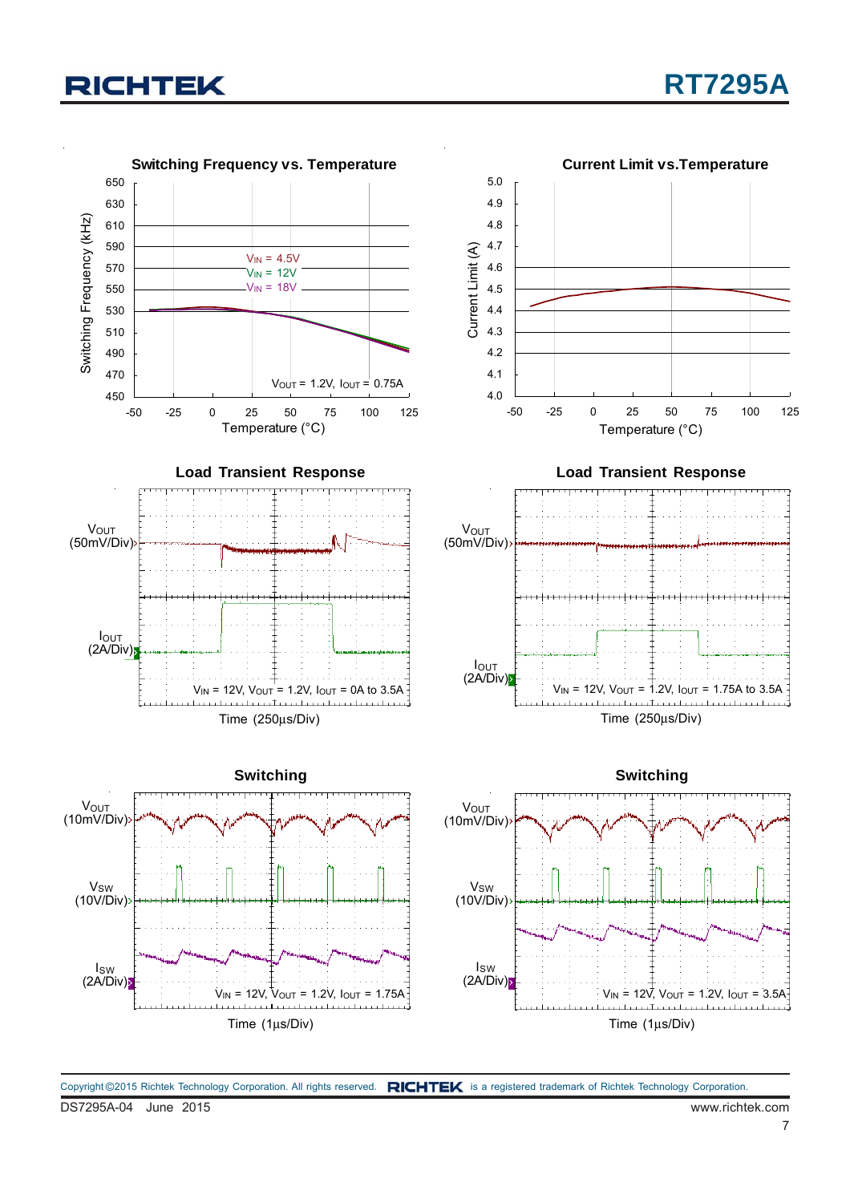**Switching Frequency vs. Temperature**

Switching Frequency (kHz): 450 – 650; Temperature (°C): -50 – 125

$V_{IN}$ = 4.5V, $V_{IN}$ = 12V, $V_{IN}$ = 18V

$V_{OUT}$ = 1.2V, $I_{OUT}$ = 0.75A

**Current Limit vs.Temperature**

Current Limit (A): 4.0 – 5.0; Temperature (°C): -50 – 125

**Load Transient Response**

$V_{OUT}$ (50mV/Div)

$I_{OUT}$ (2A/Div)

$V_{IN}$ = 12V, $V_{OUT}$ = 1.2V, $I_{OUT}$ = 0A to 3.5A

Time (250μs/Div)

**Load Transient Response**

$V_{OUT}$ (50mV/Div)

$I_{OUT}$ (2A/Div)

$V_{IN}$ = 12V, $V_{OUT}$ = 1.2V, $I_{OUT}$ = 1.75A to 3.5A

Time (250μs/Div)

**Switching**

$V_{OUT}$ (10mV/Div)

$V_{SW}$ (10V/Div)

$I_{SW}$ (2A/Div)

$V_{IN}$ = 12V, $V_{OUT}$ = 1.2V, $I_{OUT}$ = 1.75A

Time (1μs/Div)

**Switching**

$V_{OUT}$ (10mV/Div)

$V_{SW}$ (10V/Div)

$I_{SW}$ (2A/Div)

$V_{IN}$ = 12V, $V_{OUT}$ = 1.2V, $I_{OUT}$ = 3.5A

Time (1μs/Div)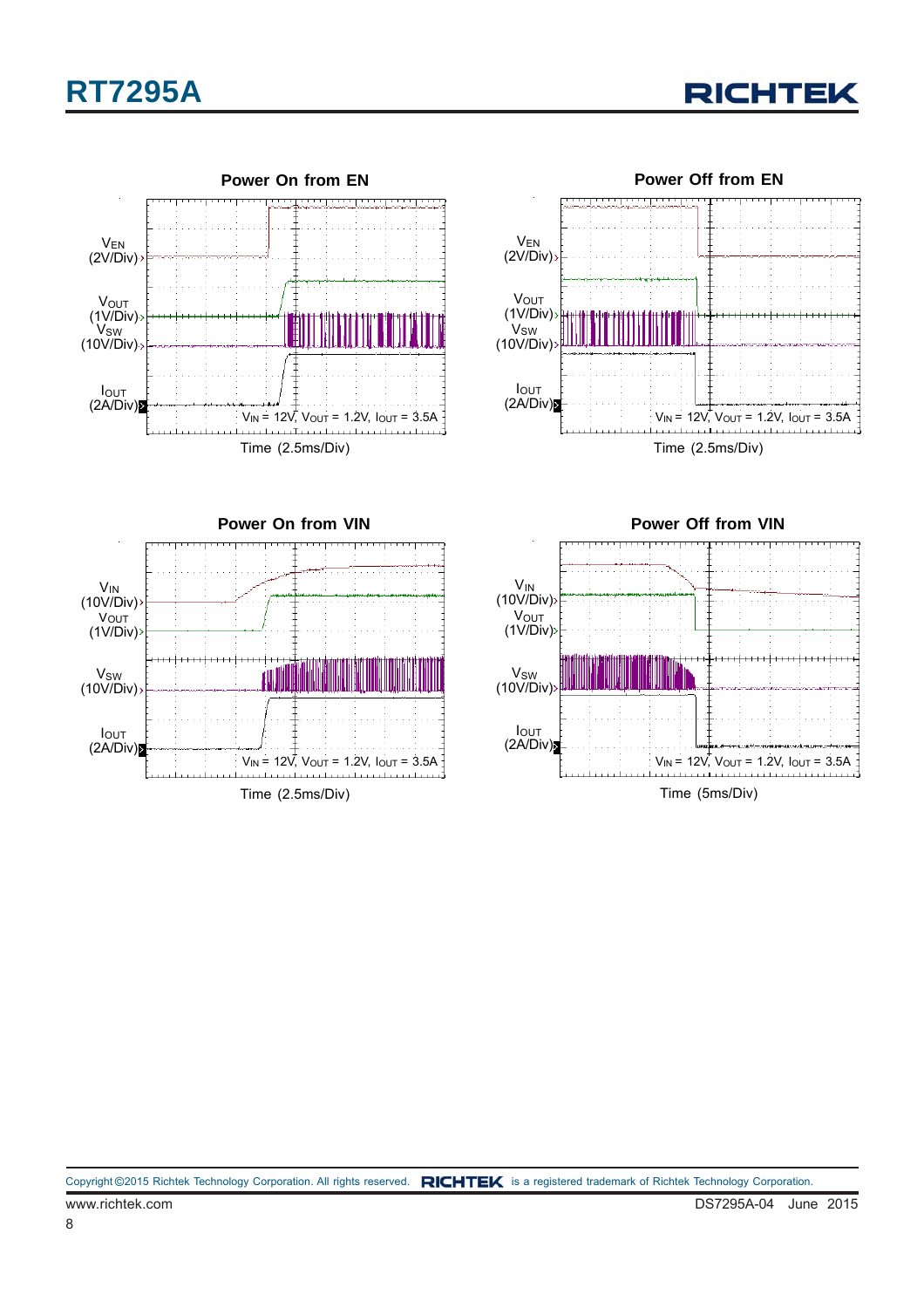**Power On from EN**

$V_{EN}$ (2V/Div)

$V_{OUT}$ (1V/Div)

$V_{SW}$ (10V/Div)

$I_{OUT}$ (2A/Div)

$V_{IN}$ = 12V, $V_{OUT}$ = 1.2V, $I_{OUT}$ = 3.5A

Time (2.5ms/Div)

**Power Off from EN**

$V_{EN}$ (2V/Div)

$V_{OUT}$ (1V/Div)

$V_{SW}$ (10V/Div)

$I_{OUT}$ (2A/Div)

$V_{IN}$ = 12V, $V_{OUT}$ = 1.2V, $I_{OUT}$ = 3.5A

Time (2.5ms/Div)

**Power On from VIN**

$V_{IN}$ (10V/Div)

$V_{OUT}$ (1V/Div)

$V_{SW}$ (10V/Div)

$I_{OUT}$ (2A/Div)

$V_{IN}$ = 12V, $V_{OUT}$ = 1.2V, $I_{OUT}$ = 3.5A

Time (2.5ms/Div)

**Power Off from VIN**

$V_{IN}$ (10V/Div)

$V_{OUT}$ (1V/Div)

$V_{SW}$ (10V/Div)

$I_{OUT}$ (2A/Div)

$V_{IN}$ = 12V, $V_{OUT}$ = 1.2V, $I_{OUT}$ = 3.5A

Time (5ms/Div)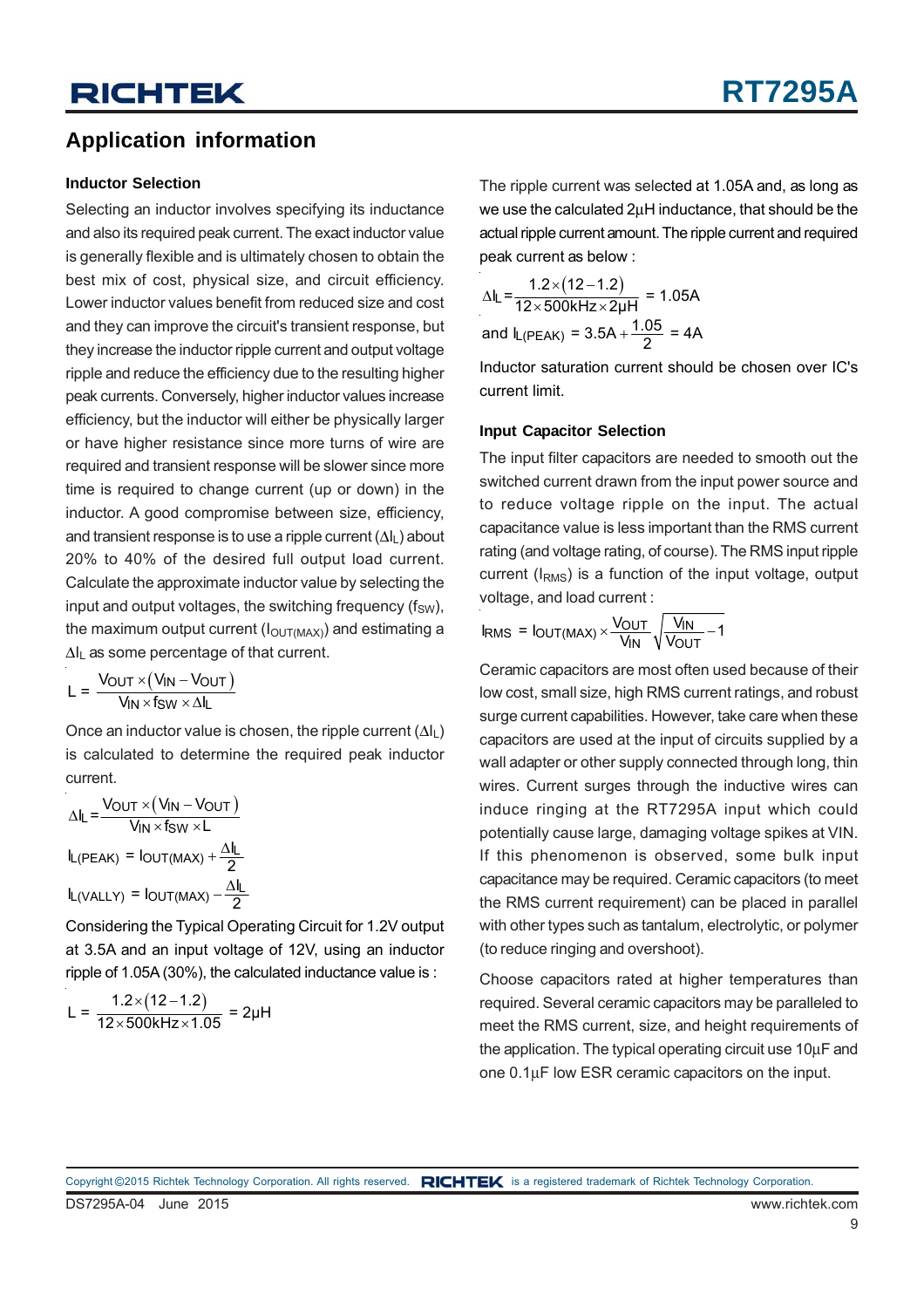## Application information

### Inductor Selection

Selecting an inductor involves specifying its inductance and also its required peak current. The exact inductor value is generally flexible and is ultimately chosen to obtain the best mix of cost, physical size, and circuit efficiency. Lower inductor values benefit from reduced size and cost and they can improve the circuit's transient response, but they increase the inductor ripple current and output voltage ripple and reduce the efficiency due to the resulting higher peak currents. Conversely, higher inductor values increase efficiency, but the inductor will either be physically larger or have higher resistance since more turns of wire are required and transient response will be slower since more time is required to change current (up or down) in the inductor. A good compromise between size, efficiency, and transient response is to use a ripple current ($\Delta I_L$) about 20% to 40% of the desired full output load current. Calculate the approximate inductor value by selecting the input and output voltages, the switching frequency ($f_{SW}$), the maximum output current ($I_{OUT(MAX)}$) and estimating a $\Delta I_L$ as some percentage of that current.

$$L = \frac{V_{OUT} \times (V_{IN} - V_{OUT})}{V_{IN} \times f_{SW} \times \Delta I_L}$$

Once an inductor value is chosen, the ripple current ($\Delta I_L$) is calculated to determine the required peak inductor current.

$$\Delta I_L = \frac{V_{OUT} \times (V_{IN} - V_{OUT})}{V_{IN} \times f_{SW} \times L}$$

$$I_{L(PEAK)} = I_{OUT(MAX)} + \frac{\Delta I_L}{2}$$

$$I_{L(VALLY)} = I_{OUT(MAX)} - \frac{\Delta I_L}{2}$$

Considering the Typical Operating Circuit for 1.2V output at 3.5A and an input voltage of 12V, using an inductor ripple of 1.05A (30%), the calculated inductance value is :

$$L = \frac{1.2 \times (12 - 1.2)}{12 \times 500\text{kHz} \times 1.05} = 2\mu\text{H}$$

The ripple current was selected at 1.05A and, as long as we use the calculated 2μH inductance, that should be the actual ripple current amount. The ripple current and required peak current as below :

$$\Delta I_L = \frac{1.2 \times (12 - 1.2)}{12 \times 500\text{kHz} \times 2\mu\text{H}} = 1.05\text{A}$$

and $I_{L(PEAK)} = 3.5\text{A} + \frac{1.05}{2} = 4\text{A}$

Inductor saturation current should be chosen over IC's current limit.

### Input Capacitor Selection

The input filter capacitors are needed to smooth out the switched current drawn from the input power source and to reduce voltage ripple on the input. The actual capacitance value is less important than the RMS current rating (and voltage rating, of course). The RMS input ripple current ($I_{RMS}$) is a function of the input voltage, output voltage, and load current :

$$I_{RMS} = I_{OUT(MAX)} \times \frac{V_{OUT}}{V_{IN}} \sqrt{\frac{V_{IN}}{V_{OUT}} - 1}$$

Ceramic capacitors are most often used because of their low cost, small size, high RMS current ratings, and robust surge current capabilities. However, take care when these capacitors are used at the input of circuits supplied by a wall adapter or other supply connected through long, thin wires. Current surges through the inductive wires can induce ringing at the RT7295A input which could potentially cause large, damaging voltage spikes at VIN. If this phenomenon is observed, some bulk input capacitance may be required. Ceramic capacitors (to meet the RMS current requirement) can be placed in parallel with other types such as tantalum, electrolytic, or polymer (to reduce ringing and overshoot).

Choose capacitors rated at higher temperatures than required. Several ceramic capacitors may be paralleled to meet the RMS current, size, and height requirements of the application. The typical operating circuit use 10μF and one 0.1μF low ESR ceramic capacitors on the input.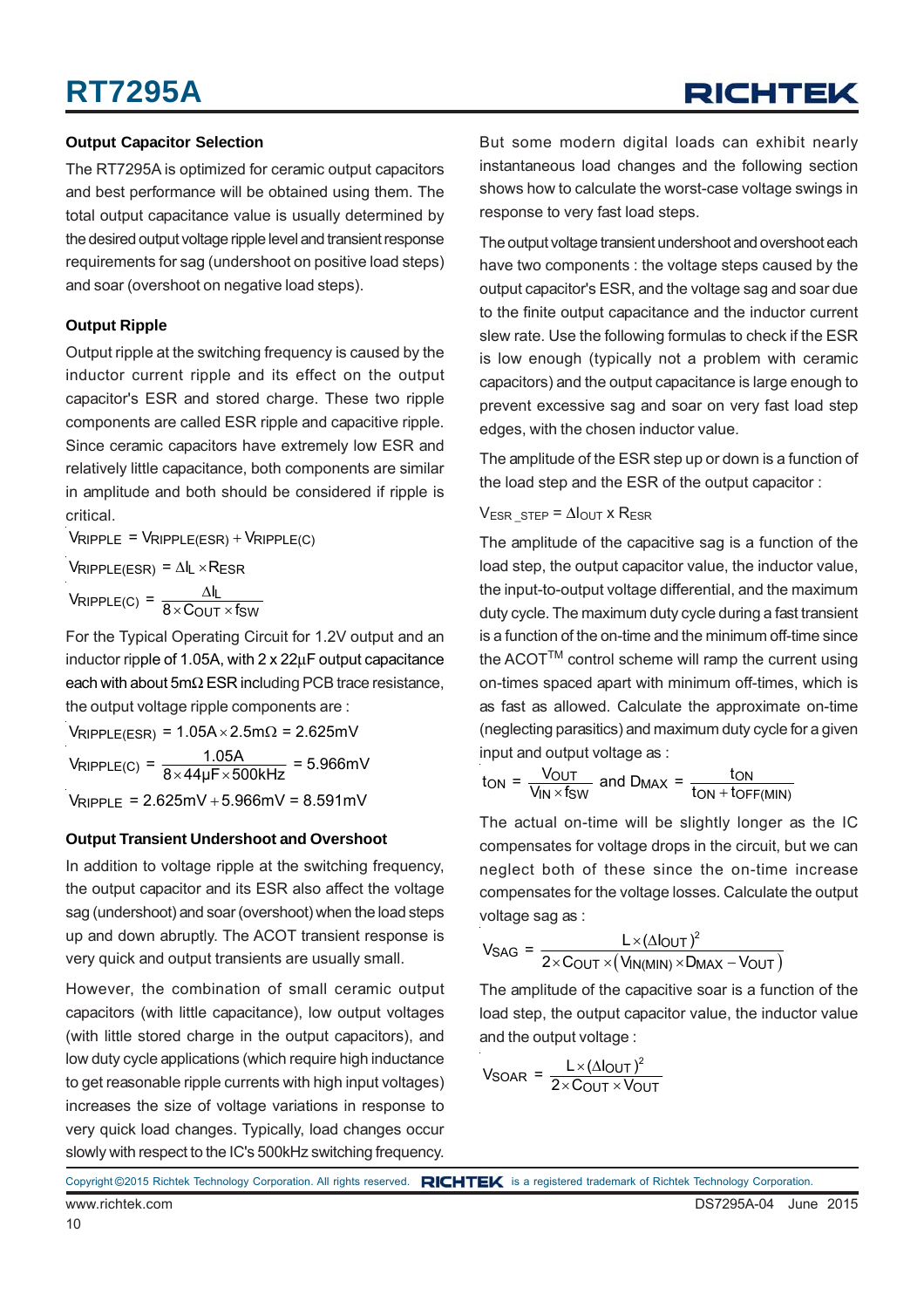### Output Capacitor Selection

The RT7295A is optimized for ceramic output capacitors and best performance will be obtained using them. The total output capacitance value is usually determined by the desired output voltage ripple level and transient response requirements for sag (undershoot on positive load steps) and soar (overshoot on negative load steps).

### Output Ripple

Output ripple at the switching frequency is caused by the inductor current ripple and its effect on the output capacitor's ESR and stored charge. These two ripple components are called ESR ripple and capacitive ripple. Since ceramic capacitors have extremely low ESR and relatively little capacitance, both components are similar in amplitude and both should be considered if ripple is critical.

$$V_{RIPPLE} = V_{RIPPLE(ESR)} + V_{RIPPLE(C)}$$

$$V_{RIPPLE(ESR)} = \Delta I_L \times R_{ESR}$$

$$V_{RIPPLE(C)} = \frac{\Delta I_L}{8 \times C_{OUT} \times f_{SW}}$$

For the Typical Operating Circuit for 1.2V output and an inductor ripple of 1.05A, with 2 x 22μF output capacitance each with about 5mΩ ESR including PCB trace resistance, the output voltage ripple components are :

$$V_{RIPPLE(ESR)} = 1.05A \times 2.5m\Omega = 2.625mV$$

$$V_{RIPPLE(C)} = \frac{1.05A}{8 \times 44\mu F \times 500kHz} = 5.966mV$$

$$V_{RIPPLE} = 2.625mV + 5.966mV = 8.591mV$$

### Output Transient Undershoot and Overshoot

In addition to voltage ripple at the switching frequency, the output capacitor and its ESR also affect the voltage sag (undershoot) and soar (overshoot) when the load steps up and down abruptly. The ACOT transient response is very quick and output transients are usually small.

However, the combination of small ceramic output capacitors (with little capacitance), low output voltages (with little stored charge in the output capacitors), and low duty cycle applications (which require high inductance to get reasonable ripple currents with high input voltages) increases the size of voltage variations in response to very quick load changes. Typically, load changes occur slowly with respect to the IC's 500kHz switching frequency.

But some modern digital loads can exhibit nearly instantaneous load changes and the following section shows how to calculate the worst-case voltage swings in response to very fast load steps.

The output voltage transient undershoot and overshoot each have two components : the voltage steps caused by the output capacitor's ESR, and the voltage sag and soar due to the finite output capacitance and the inductor current slew rate. Use the following formulas to check if the ESR is low enough (typically not a problem with ceramic capacitors) and the output capacitance is large enough to prevent excessive sag and soar on very fast load step edges, with the chosen inductor value.

The amplitude of the ESR step up or down is a function of the load step and the ESR of the output capacitor :

$$V_{ESR\_STEP} = \Delta I_{OUT} \times R_{ESR}$$

The amplitude of the capacitive sag is a function of the load step, the output capacitor value, the inductor value, the input-to-output voltage differential, and the maximum duty cycle. The maximum duty cycle during a fast transient is a function of the on-time and the minimum off-time since the ACOT[TM] control scheme will ramp the current using on-times spaced apart with minimum off-times, which is as fast as allowed. Calculate the approximate on-time (neglecting parasitics) and maximum duty cycle for a given input and output voltage as :

$$t_{ON} = \frac{V_{OUT}}{V_{IN} \times f_{SW}} \text{ and } D_{MAX} = \frac{t_{ON}}{t_{ON} + t_{OFF(MIN)}}$$

The actual on-time will be slightly longer as the IC compensates for voltage drops in the circuit, but we can neglect both of these since the on-time increase compensates for the voltage losses. Calculate the output voltage sag as :

$$V_{SAG} = \frac{L \times (\Delta I_{OUT})^2}{2 \times C_{OUT} \times \left(V_{IN(MIN)} \times D_{MAX} - V_{OUT}\right)}$$

The amplitude of the capacitive soar is a function of the load step, the output capacitor value, the inductor value and the output voltage :

$$V_{SOAR} = \frac{L \times (\Delta I_{OUT})^2}{2 \times C_{OUT} \times V_{OUT}}$$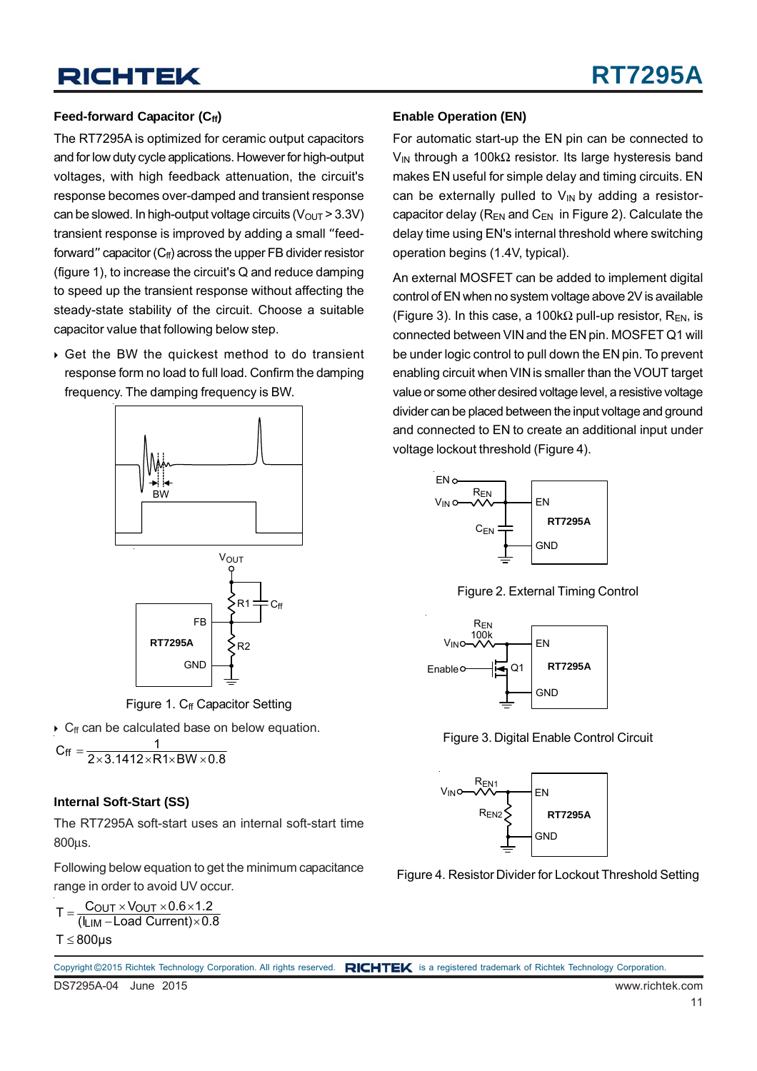### Feed-forward Capacitor ($C_{ff}$)

The RT7295A is optimized for ceramic output capacitors and for low duty cycle applications. However for high-output voltages, with high feedback attenuation, the circuit's response becomes over-damped and transient response can be slowed. In high-output voltage circuits ($V_{OUT}$ > 3.3V) transient response is improved by adding a small "feed-forward" capacitor ($C_{ff}$) across the upper FB divider resistor (figure 1), to increase the circuit's Q and reduce damping to speed up the transient response without affecting the steady-state stability of the circuit. Choose a suitable capacitor value that following below step.

- Get the BW the quickest method to do transient response form no load to full load. Confirm the damping frequency. The damping frequency is BW.

Figure 1. $C_{ff}$ Capacitor Setting

- $C_{ff}$ can be calculated base on below equation.

$$C_{ff} = \frac{1}{2 \times 3.1412 \times R1 \times BW \times 0.8}$$

### Internal Soft-Start (SS)

The RT7295A soft-start uses an internal soft-start time 800μs.

Following below equation to get the minimum capacitance range in order to avoid UV occur.

$$T = \frac{C_{OUT} \times V_{OUT} \times 0.6 \times 1.2}{(I_{LIM} - \text{Load Current}) \times 0.8}$$

$$T \leq 800\mu s$$

### Enable Operation (EN)

For automatic start-up the EN pin can be connected to $V_{IN}$ through a 100kΩ resistor. Its large hysteresis band makes EN useful for simple delay and timing circuits. EN can be externally pulled to $V_{IN}$ by adding a resistor-capacitor delay ($R_{EN}$ and $C_{EN}$ in Figure 2). Calculate the delay time using EN's internal threshold where switching operation begins (1.4V, typical).

An external MOSFET can be added to implement digital control of EN when no system voltage above 2V is available (Figure 3). In this case, a 100kΩ pull-up resistor, $R_{EN}$, is connected between VIN and the EN pin. MOSFET Q1 will be under logic control to pull down the EN pin. To prevent enabling circuit when VIN is smaller than the VOUT target value or some other desired voltage level, a resistive voltage divider can be placed between the input voltage and ground and connected to EN to create an additional input under voltage lockout threshold (Figure 4).

Figure 2. External Timing Control

Figure 3. Digital Enable Control Circuit

Figure 4. Resistor Divider for Lockout Threshold Setting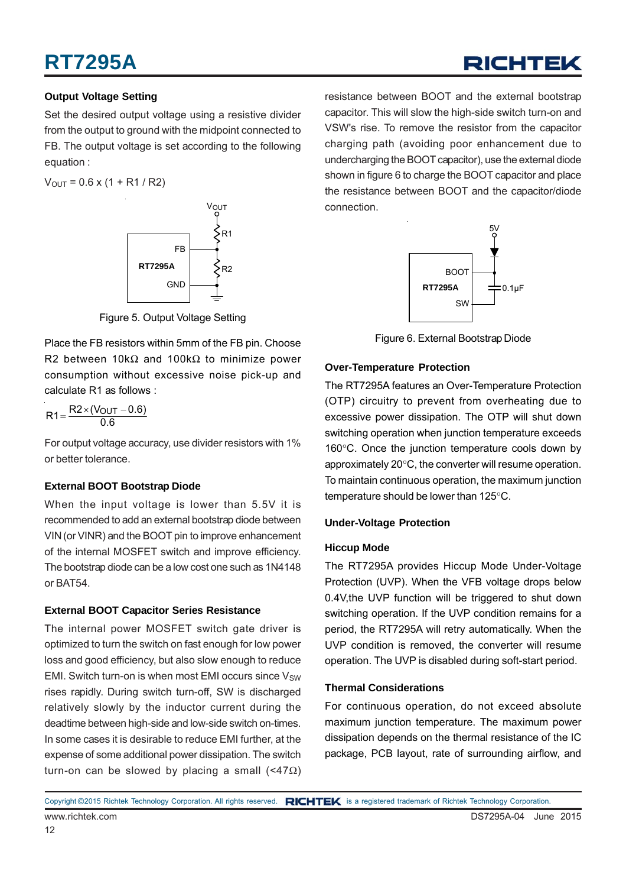### Output Voltage Setting

Set the desired output voltage using a resistive divider from the output to ground with the midpoint connected to FB. The output voltage is set according to the following equation :

$V_{OUT} = 0.6 \times (1 + R1 / R2)$

Figure 5. Output Voltage Setting

Place the FB resistors within 5mm of the FB pin. Choose R2 between 10kΩ and 100kΩ to minimize power consumption without excessive noise pick-up and calculate R1 as follows :

$$R1 = \frac{R2 \times (V_{OUT} - 0.6)}{0.6}$$

For output voltage accuracy, use divider resistors with 1% or better tolerance.

### External BOOT Bootstrap Diode

When the input voltage is lower than 5.5V it is recommended to add an external bootstrap diode between VIN (or VINR) and the BOOT pin to improve enhancement of the internal MOSFET switch and improve efficiency. The bootstrap diode can be a low cost one such as 1N4148 or BAT54.

### External BOOT Capacitor Series Resistance

The internal power MOSFET switch gate driver is optimized to turn the switch on fast enough for low power loss and good efficiency, but also slow enough to reduce EMI. Switch turn-on is when most EMI occurs since $V_{SW}$ rises rapidly. During switch turn-off, SW is discharged relatively slowly by the inductor current during the deadtime between high-side and low-side switch on-times. In some cases it is desirable to reduce EMI further, at the expense of some additional power dissipation. The switch turn-on can be slowed by placing a small (<47Ω) resistance between BOOT and the external bootstrap capacitor. This will slow the high-side switch turn-on and VSW's rise. To remove the resistor from the capacitor charging path (avoiding poor enhancement due to undercharging the BOOT capacitor), use the external diode shown in figure 6 to charge the BOOT capacitor and place the resistance between BOOT and the capacitor/diode connection.

Figure 6. External Bootstrap Diode

### Over-Temperature Protection

The RT7295A features an Over-Temperature Protection (OTP) circuitry to prevent from overheating due to excessive power dissipation. The OTP will shut down switching operation when junction temperature exceeds 160°C. Once the junction temperature cools down by approximately 20°C, the converter will resume operation. To maintain continuous operation, the maximum junction temperature should be lower than 125°C.

### Under-Voltage Protection

### Hiccup Mode

The RT7295A provides Hiccup Mode Under-Voltage Protection (UVP). When the VFB voltage drops below 0.4V,the UVP function will be triggered to shut down switching operation. If the UVP condition remains for a period, the RT7295A will retry automatically. When the UVP condition is removed, the converter will resume operation. The UVP is disabled during soft-start period.

### Thermal Considerations

For continuous operation, do not exceed absolute maximum junction temperature. The maximum power dissipation depends on the thermal resistance of the IC package, PCB layout, rate of surrounding airflow, and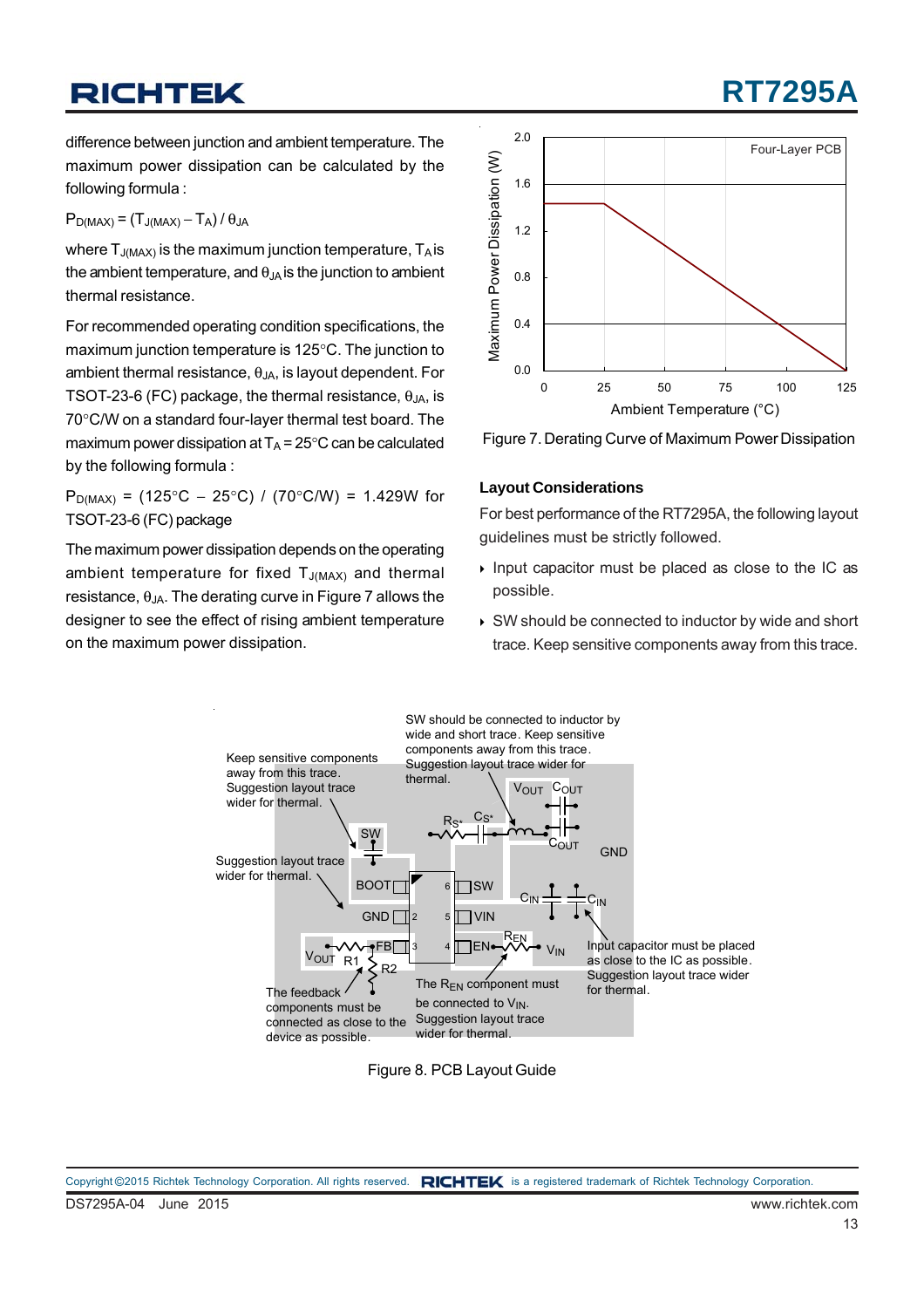difference between junction and ambient temperature. The maximum power dissipation can be calculated by the following formula :

$P_{D(MAX)} = (T_{J(MAX)} - T_A) / \theta_{JA}$

where $T_{J(MAX)}$ is the maximum junction temperature, $T_A$ is the ambient temperature, and $\theta_{JA}$ is the junction to ambient thermal resistance.

For recommended operating condition specifications, the maximum junction temperature is 125°C. The junction to ambient thermal resistance, $\theta_{JA}$, is layout dependent. For TSOT-23-6 (FC) package, the thermal resistance, $\theta_{JA}$, is 70°C/W on a standard four-layer thermal test board. The maximum power dissipation at $T_A$ = 25°C can be calculated by the following formula :

$P_{D(MAX)}$ = (125°C − 25°C) / (70°C/W) = 1.429W for TSOT-23-6 (FC) package

The maximum power dissipation depends on the operating ambient temperature for fixed $T_{J(MAX)}$ and thermal resistance, $\theta_{JA}$. The derating curve in Figure 7 allows the designer to see the effect of rising ambient temperature on the maximum power dissipation.

Figure 7. Derating Curve of Maximum Power Dissipation

### Layout Considerations

For best performance of the RT7295A, the following layout guidelines must be strictly followed.

- Input capacitor must be placed as close to the IC as possible.
- SW should be connected to inductor by wide and short trace. Keep sensitive components away from this trace.

Figure 8. PCB Layout Guide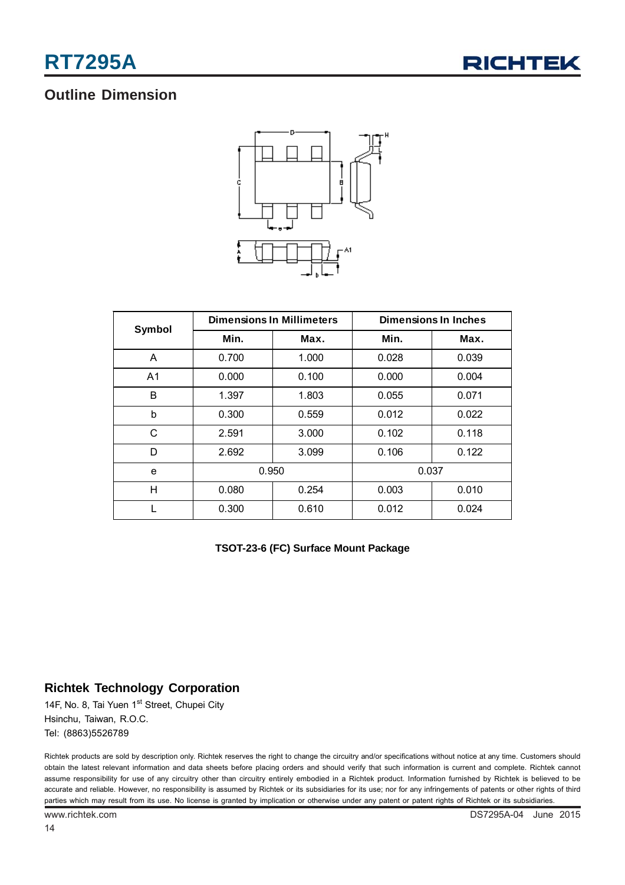## Outline Dimension

| Symbol | Dimensions In Millimeters | | Dimensions In Inches | |
|---|---|---|---|---|
| | Min. | Max. | Min. | Max. |
| A | 0.700 | 1.000 | 0.028 | 0.039 |
| A1 | 0.000 | 0.100 | 0.000 | 0.004 |
| B | 1.397 | 1.803 | 0.055 | 0.071 |
| b | 0.300 | 0.559 | 0.012 | 0.022 |
| C | 2.591 | 3.000 | 0.102 | 0.118 |
| D | 2.692 | 3.099 | 0.106 | 0.122 |
| e | 0.950 | | 0.037 | |
| H | 0.080 | 0.254 | 0.003 | 0.010 |
| L | 0.300 | 0.610 | 0.012 | 0.024 |

**TSOT-23-6 (FC) Surface Mount Package**

### Richtek Technology Corporation

14F, No. 8, Tai Yuen 1st Street, Chupei City
Hsinchu, Taiwan, R.O.C.
Tel: (8863)5526789

Richtek products are sold by description only. Richtek reserves the right to change the circuitry and/or specifications without notice at any time. Customers should obtain the latest relevant information and data sheets before placing orders and should verify that such information is current and complete. Richtek cannot assume responsibility for use of any circuitry other than circuitry entirely embodied in a Richtek product. Information furnished by Richtek is believed to be accurate and reliable. However, no responsibility is assumed by Richtek or its subsidiaries for its use; nor for any infringements of patents or other rights of third parties which may result from its use. No license is granted by implication or otherwise under any patent or patent rights of Richtek or its subsidiaries.